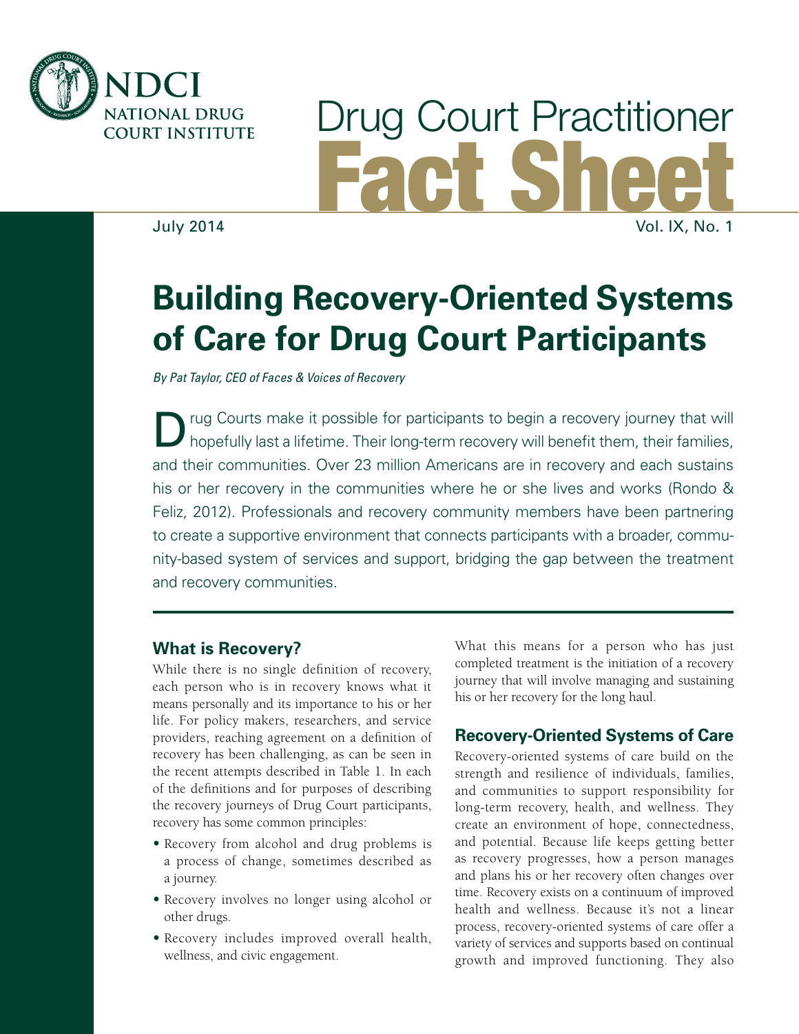NDCI
NATIONAL DRUG COURT INSTITUTE

# Drug Court Practitioner Fact Sheet

July 2014 Vol. IX, No. 1

# Building Recovery-Oriented Systems of Care for Drug Court Participants

*By Pat Taylor, CEO of Faces & Voices of Recovery*

Drug Courts make it possible for participants to begin a recovery journey that will hopefully last a lifetime. Their long-term recovery will benefit them, their families, and their communities. Over 23 million Americans are in recovery and each sustains his or her recovery in the communities where he or she lives and works (Rondo & Feliz, 2012). Professionals and recovery community members have been partnering to create a supportive environment that connects participants with a broader, community-based system of services and support, bridging the gap between the treatment and recovery communities.

## What is Recovery?

While there is no single definition of recovery, each person who is in recovery knows what it means personally and its importance to his or her life. For policy makers, researchers, and service providers, reaching agreement on a definition of recovery has been challenging, as can be seen in the recent attempts described in Table 1. In each of the definitions and for purposes of describing the recovery journeys of Drug Court participants, recovery has some common principles:

- Recovery from alcohol and drug problems is a process of change, sometimes described as a journey.
- Recovery involves no longer using alcohol or other drugs.
- Recovery includes improved overall health, wellness, and civic engagement.

What this means for a person who has just completed treatment is the initiation of a recovery journey that will involve managing and sustaining his or her recovery for the long haul.

## Recovery-Oriented Systems of Care

Recovery-oriented systems of care build on the strength and resilience of individuals, families, and communities to support responsibility for long-term recovery, health, and wellness. They create an environment of hope, connectedness, and potential. Because life keeps getting better as recovery progresses, how a person manages and plans his or her recovery often changes over time. Recovery exists on a continuum of improved health and wellness. Because it's not a linear process, recovery-oriented systems of care offer a variety of services and supports based on continual growth and improved functioning. They also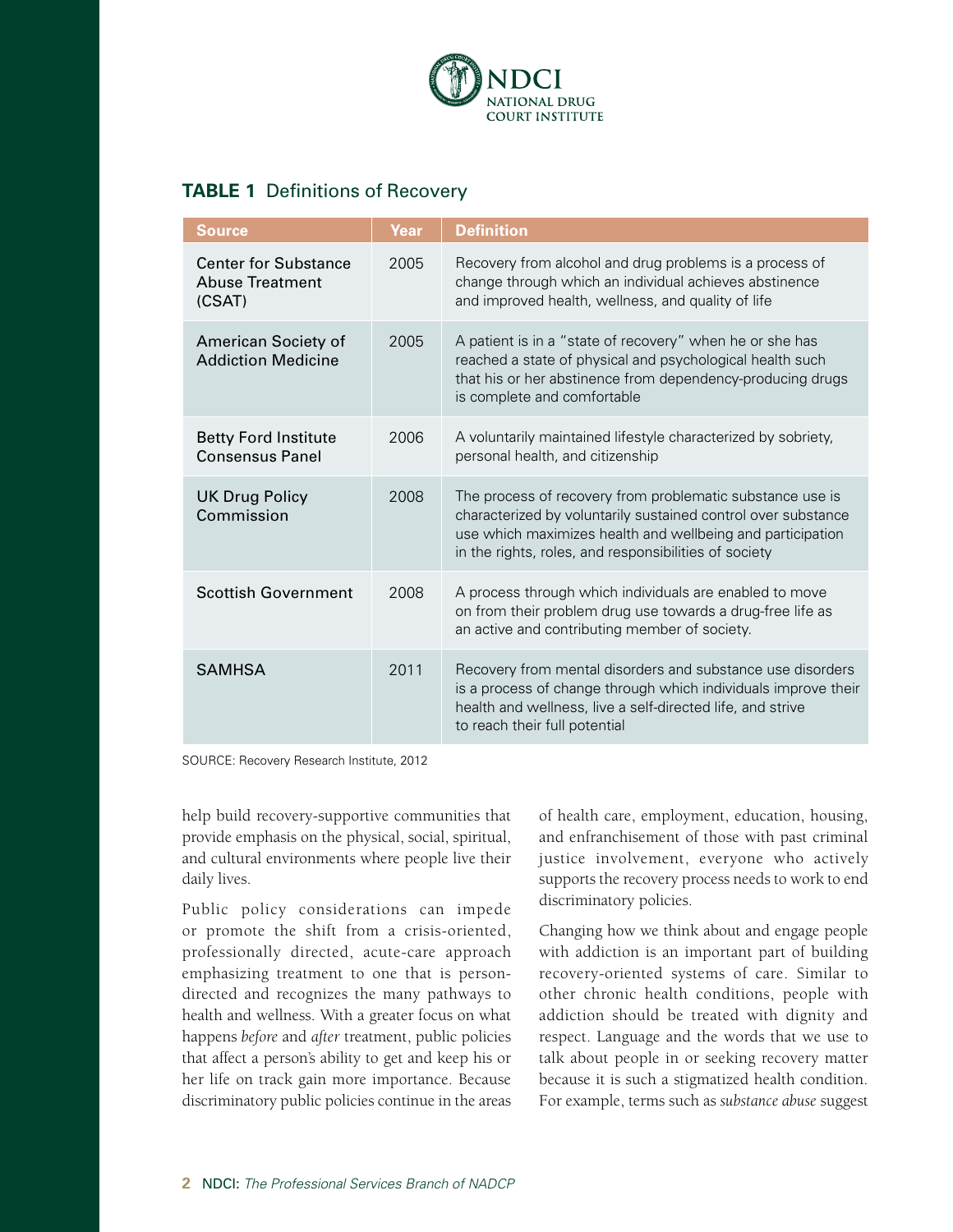**TABLE 1** Definitions of Recovery

| Source | Year | Definition |
|---|---|---|
| Center for Substance Abuse Treatment (CSAT) | 2005 | Recovery from alcohol and drug problems is a process of change through which an individual achieves abstinence and improved health, wellness, and quality of life |
| American Society of Addiction Medicine | 2005 | A patient is in a "state of recovery" when he or she has reached a state of physical and psychological health such that his or her abstinence from dependency-producing drugs is complete and comfortable |
| Betty Ford Institute Consensus Panel | 2006 | A voluntarily maintained lifestyle characterized by sobriety, personal health, and citizenship |
| UK Drug Policy Commission | 2008 | The process of recovery from problematic substance use is characterized by voluntarily sustained control over substance use which maximizes health and wellbeing and participation in the rights, roles, and responsibilities of society |
| Scottish Government | 2008 | A process through which individuals are enabled to move on from their problem drug use towards a drug-free life as an active and contributing member of society. |
| SAMHSA | 2011 | Recovery from mental disorders and substance use disorders is a process of change through which individuals improve their health and wellness, live a self-directed life, and strive to reach their full potential |

SOURCE: Recovery Research Institute, 2012

help build recovery-supportive communities that provide emphasis on the physical, social, spiritual, and cultural environments where people live their daily lives.

Public policy considerations can impede or promote the shift from a crisis-oriented, professionally directed, acute-care approach emphasizing treatment to one that is person-directed and recognizes the many pathways to health and wellness. With a greater focus on what happens *before* and *after* treatment, public policies that affect a person's ability to get and keep his or her life on track gain more importance. Because discriminatory public policies continue in the areas of health care, employment, education, housing, and enfranchisement of those with past criminal justice involvement, everyone who actively supports the recovery process needs to work to end discriminatory policies.

Changing how we think about and engage people with addiction is an important part of building recovery-oriented systems of care. Similar to other chronic health conditions, people with addiction should be treated with dignity and respect. Language and the words that we use to talk about people in or seeking recovery matter because it is such a stigmatized health condition. For example, terms such as *substance abuse* suggest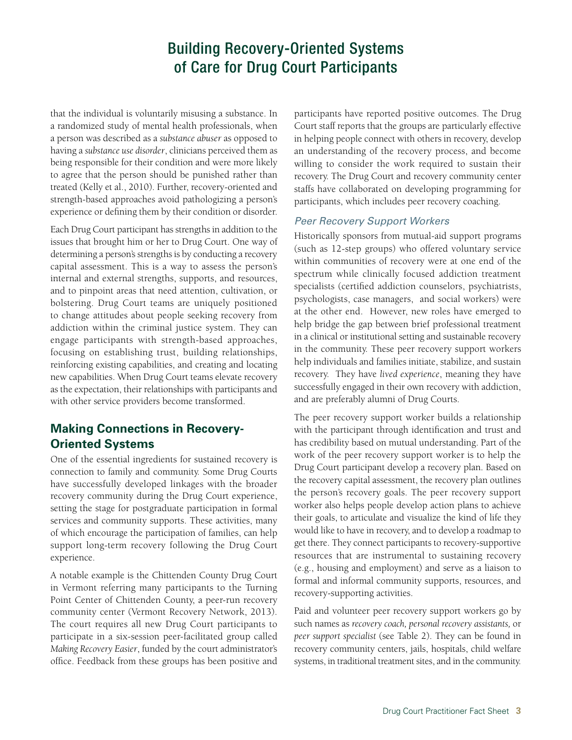that the individual is voluntarily misusing a substance. In a randomized study of mental health professionals, when a person was described as a *substance abuser* as opposed to having a *substance use disorder*, clinicians perceived them as being responsible for their condition and were more likely to agree that the person should be punished rather than treated (Kelly et al., 2010). Further, recovery-oriented and strength-based approaches avoid pathologizing a person's experience or defining them by their condition or disorder.

Each Drug Court participant has strengths in addition to the issues that brought him or her to Drug Court. One way of determining a person's strengths is by conducting a recovery capital assessment. This is a way to assess the person's internal and external strengths, supports, and resources, and to pinpoint areas that need attention, cultivation, or bolstering. Drug Court teams are uniquely positioned to change attitudes about people seeking recovery from addiction within the criminal justice system. They can engage participants with strength-based approaches, focusing on establishing trust, building relationships, reinforcing existing capabilities, and creating and locating new capabilities. When Drug Court teams elevate recovery as the expectation, their relationships with participants and with other service providers become transformed.

## Making Connections in Recovery-Oriented Systems

One of the essential ingredients for sustained recovery is connection to family and community. Some Drug Courts have successfully developed linkages with the broader recovery community during the Drug Court experience, setting the stage for postgraduate participation in formal services and community supports. These activities, many of which encourage the participation of families, can help support long-term recovery following the Drug Court experience.

A notable example is the Chittenden County Drug Court in Vermont referring many participants to the Turning Point Center of Chittenden County, a peer-run recovery community center (Vermont Recovery Network, 2013). The court requires all new Drug Court participants to participate in a six-session peer-facilitated group called *Making Recovery Easier*, funded by the court administrator's office. Feedback from these groups has been positive and participants have reported positive outcomes. The Drug Court staff reports that the groups are particularly effective in helping people connect with others in recovery, develop an understanding of the recovery process, and become willing to consider the work required to sustain their recovery. The Drug Court and recovery community center staffs have collaborated on developing programming for participants, which includes peer recovery coaching.

### *Peer Recovery Support Workers*

Historically sponsors from mutual-aid support programs (such as 12-step groups) who offered voluntary service within communities of recovery were at one end of the spectrum while clinically focused addiction treatment specialists (certified addiction counselors, psychiatrists, psychologists, case managers, and social workers) were at the other end. However, new roles have emerged to help bridge the gap between brief professional treatment in a clinical or institutional setting and sustainable recovery in the community. These peer recovery support workers help individuals and families initiate, stabilize, and sustain recovery. They have *lived experience*, meaning they have successfully engaged in their own recovery with addiction, and are preferably alumni of Drug Courts.

The peer recovery support worker builds a relationship with the participant through identification and trust and has credibility based on mutual understanding. Part of the work of the peer recovery support worker is to help the Drug Court participant develop a recovery plan. Based on the recovery capital assessment, the recovery plan outlines the person's recovery goals. The peer recovery support worker also helps people develop action plans to achieve their goals, to articulate and visualize the kind of life they would like to have in recovery, and to develop a roadmap to get there. They connect participants to recovery-supportive resources that are instrumental to sustaining recovery (e.g., housing and employment) and serve as a liaison to formal and informal community supports, resources, and recovery-supporting activities.

Paid and volunteer peer recovery support workers go by such names as *recovery coach, personal recovery assistants,* or *peer support specialist* (see Table 2). They can be found in recovery community centers, jails, hospitals, child welfare systems, in traditional treatment sites, and in the community.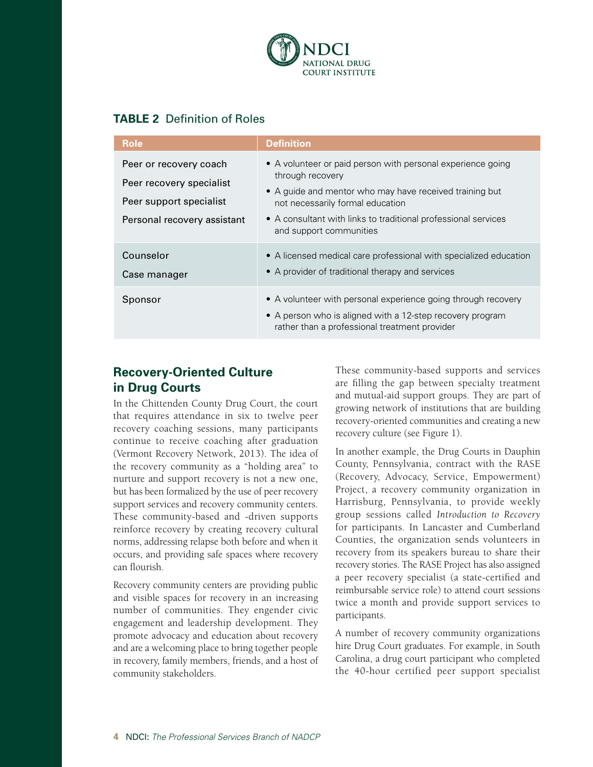**TABLE 2** Definition of Roles

| Role | Definition |
|---|---|
| Peer or recovery coach<br>Peer recovery specialist<br>Peer support specialist<br>Personal recovery assistant | • A volunteer or paid person with personal experience going through recovery<br>• A guide and mentor who may have received training but not necessarily formal education<br>• A consultant with links to traditional professional services and support communities |
| Counselor<br>Case manager | • A licensed medical care professional with specialized education<br>• A provider of traditional therapy and services |
| Sponsor | • A volunteer with personal experience going through recovery<br>• A person who is aligned with a 12-step recovery program rather than a professional treatment provider |

## Recovery-Oriented Culture in Drug Courts

In the Chittenden County Drug Court, the court that requires attendance in six to twelve peer recovery coaching sessions, many participants continue to receive coaching after graduation (Vermont Recovery Network, 2013). The idea of the recovery community as a "holding area" to nurture and support recovery is not a new one, but has been formalized by the use of peer recovery support services and recovery community centers. These community-based and -driven supports reinforce recovery by creating recovery cultural norms, addressing relapse both before and when it occurs, and providing safe spaces where recovery can flourish.

Recovery community centers are providing public and visible spaces for recovery in an increasing number of communities. They engender civic engagement and leadership development. They promote advocacy and education about recovery and are a welcoming place to bring together people in recovery, family members, friends, and a host of community stakeholders.

These community-based supports and services are filling the gap between specialty treatment and mutual-aid support groups. They are part of growing network of institutions that are building recovery-oriented communities and creating a new recovery culture (see Figure 1).

In another example, the Drug Courts in Dauphin County, Pennsylvania, contract with the RASE (Recovery, Advocacy, Service, Empowerment) Project, a recovery community organization in Harrisburg, Pennsylvania, to provide weekly group sessions called *Introduction to Recovery* for participants. In Lancaster and Cumberland Counties, the organization sends volunteers in recovery from its speakers bureau to share their recovery stories. The RASE Project has also assigned a peer recovery specialist (a state-certified and reimbursable service role) to attend court sessions twice a month and provide support services to participants.

A number of recovery community organizations hire Drug Court graduates. For example, in South Carolina, a drug court participant who completed the 40-hour certified peer support specialist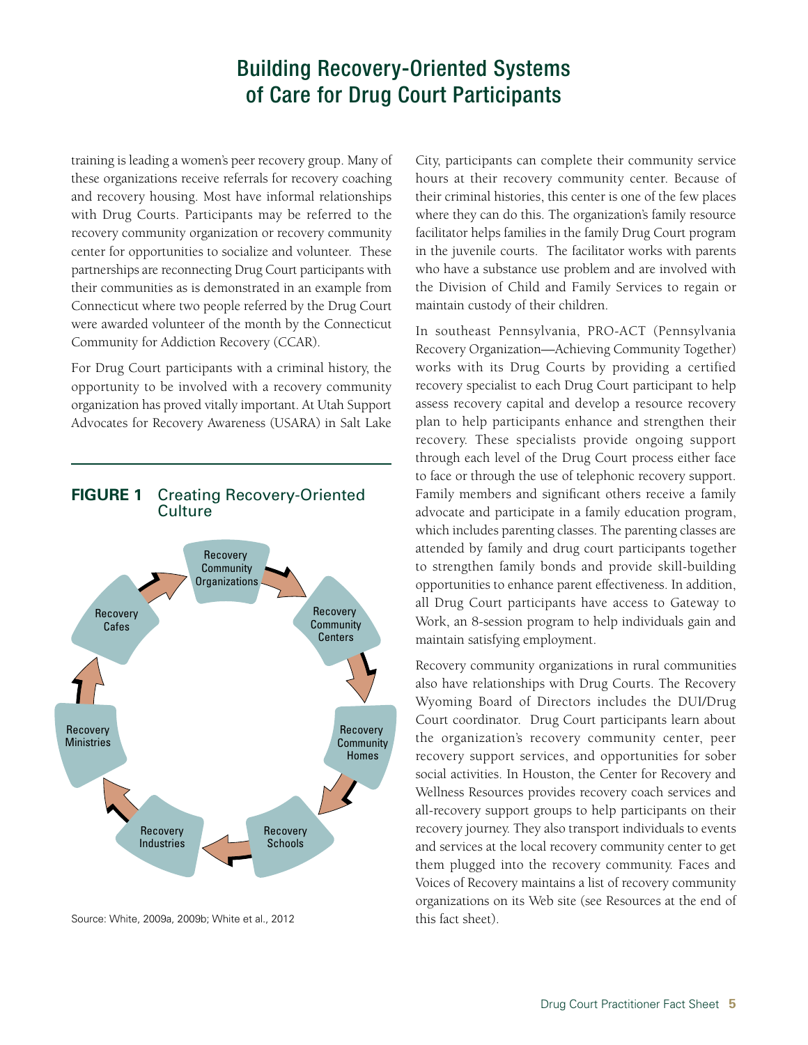training is leading a women's peer recovery group. Many of these organizations receive referrals for recovery coaching and recovery housing. Most have informal relationships with Drug Courts. Participants may be referred to the recovery community organization or recovery community center for opportunities to socialize and volunteer. These partnerships are reconnecting Drug Court participants with their communities as is demonstrated in an example from Connecticut where two people referred by the Drug Court were awarded volunteer of the month by the Connecticut Community for Addiction Recovery (CCAR).

For Drug Court participants with a criminal history, the opportunity to be involved with a recovery community organization has proved vitally important. At Utah Support Advocates for Recovery Awareness (USARA) in Salt Lake City, participants can complete their community service hours at their recovery community center. Because of their criminal histories, this center is one of the few places where they can do this. The organization's family resource facilitator helps families in the family Drug Court program in the juvenile courts. The facilitator works with parents who have a substance use problem and are involved with the Division of Child and Family Services to regain or maintain custody of their children.

In southeast Pennsylvania, PRO-ACT (Pennsylvania Recovery Organization—Achieving Community Together) works with its Drug Courts by providing a certified recovery specialist to each Drug Court participant to help assess recovery capital and develop a resource recovery plan to help participants enhance and strengthen their recovery. These specialists provide ongoing support through each level of the Drug Court process either face to face or through the use of telephonic recovery support. Family members and significant others receive a family advocate and participate in a family education program, which includes parenting classes. The parenting classes are attended by family and drug court participants together to strengthen family bonds and provide skill-building opportunities to enhance parent effectiveness. In addition, all Drug Court participants have access to Gateway to Work, an 8-session program to help individuals gain and maintain satisfying employment.

Recovery community organizations in rural communities also have relationships with Drug Courts. The Recovery Wyoming Board of Directors includes the DUI/Drug Court coordinator. Drug Court participants learn about the organization's recovery community center, peer recovery support services, and opportunities for sober social activities. In Houston, the Center for Recovery and Wellness Resources provides recovery coach services and all-recovery support groups to help participants on their recovery journey. They also transport individuals to events and services at the local recovery community center to get them plugged into the recovery community. Faces and Voices of Recovery maintains a list of recovery community organizations on its Web site (see Resources at the end of this fact sheet).

**FIGURE 1** Creating Recovery-Oriented Culture

Recovery Community Organizations → Recovery Community Centers → Recovery Community Homes → Recovery Schools → Recovery Industries → Recovery Ministries → Recovery Cafes → Recovery Community Organizations

Source: White, 2009a, 2009b; White et al., 2012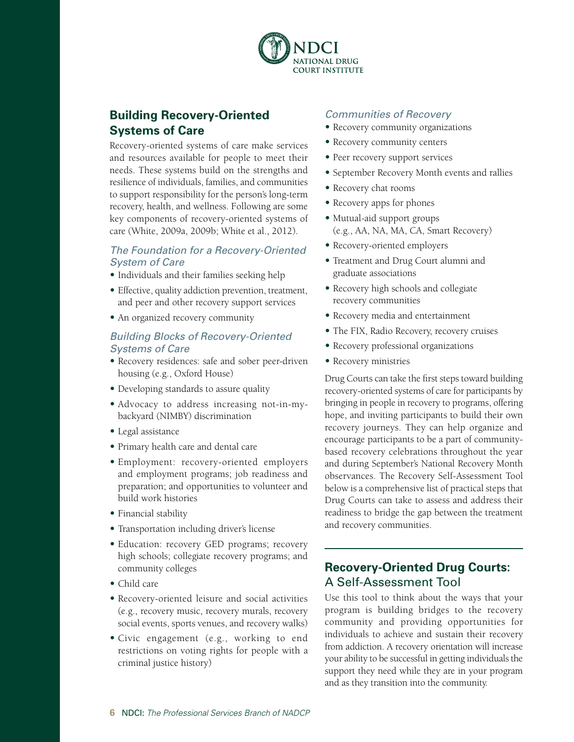## Building Recovery-Oriented Systems of Care

Recovery-oriented systems of care make services and resources available for people to meet their needs. These systems build on the strengths and resilience of individuals, families, and communities to support responsibility for the person's long-term recovery, health, and wellness. Following are some key components of recovery-oriented systems of care (White, 2009a, 2009b; White et al., 2012).

### *The Foundation for a Recovery-Oriented System of Care*

- Individuals and their families seeking help
- Effective, quality addiction prevention, treatment, and peer and other recovery support services
- An organized recovery community

### *Building Blocks of Recovery-Oriented Systems of Care*

- Recovery residences: safe and sober peer-driven housing (e.g., Oxford House)
- Developing standards to assure quality
- Advocacy to address increasing not-in-my-backyard (NIMBY) discrimination
- Legal assistance
- Primary health care and dental care
- Employment: recovery-oriented employers and employment programs; job readiness and preparation; and opportunities to volunteer and build work histories
- Financial stability
- Transportation including driver's license
- Education: recovery GED programs; recovery high schools; collegiate recovery programs; and community colleges
- Child care
- Recovery-oriented leisure and social activities (e.g., recovery music, recovery murals, recovery social events, sports venues, and recovery walks)
- Civic engagement (e.g., working to end restrictions on voting rights for people with a criminal justice history)

### *Communities of Recovery*

- Recovery community organizations
- Recovery community centers
- Peer recovery support services
- September Recovery Month events and rallies
- Recovery chat rooms
- Recovery apps for phones
- Mutual-aid support groups (e.g., AA, NA, MA, CA, Smart Recovery)
- Recovery-oriented employers
- Treatment and Drug Court alumni and graduate associations
- Recovery high schools and collegiate recovery communities
- Recovery media and entertainment
- The FIX, Radio Recovery, recovery cruises
- Recovery professional organizations
- Recovery ministries

Drug Courts can take the first steps toward building recovery-oriented systems of care for participants by bringing in people in recovery to programs, offering hope, and inviting participants to build their own recovery journeys. They can help organize and encourage participants to be a part of community-based recovery celebrations throughout the year and during September's National Recovery Month observances. The Recovery Self-Assessment Tool below is a comprehensive list of practical steps that Drug Courts can take to assess and address their readiness to bridge the gap between the treatment and recovery communities.

## Recovery-Oriented Drug Courts: A Self-Assessment Tool

Use this tool to think about the ways that your program is building bridges to the recovery community and providing opportunities for individuals to achieve and sustain their recovery from addiction. A recovery orientation will increase your ability to be successful in getting individuals the support they need while they are in your program and as they transition into the community.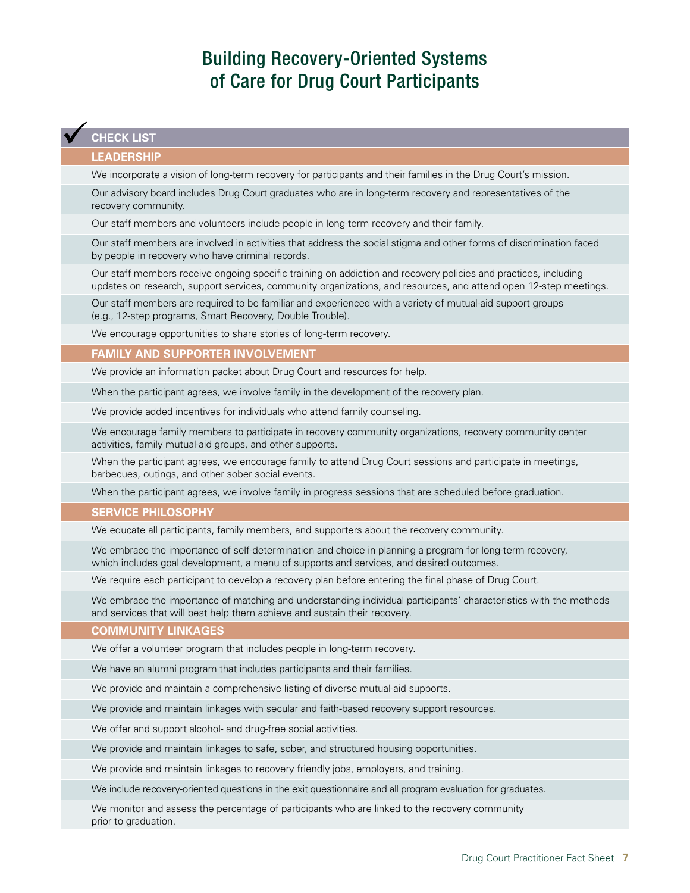# Building Recovery-Oriented Systems of Care for Drug Court Participants

## CHECK LIST

### LEADERSHIP

- We incorporate a vision of long-term recovery for participants and their families in the Drug Court's mission.
- Our advisory board includes Drug Court graduates who are in long-term recovery and representatives of the recovery community.
- Our staff members and volunteers include people in long-term recovery and their family.
- Our staff members are involved in activities that address the social stigma and other forms of discrimination faced by people in recovery who have criminal records.
- Our staff members receive ongoing specific training on addiction and recovery policies and practices, including updates on research, support services, community organizations, and resources, and attend open 12-step meetings.
- Our staff members are required to be familiar and experienced with a variety of mutual-aid support groups (e.g., 12-step programs, Smart Recovery, Double Trouble).
- We encourage opportunities to share stories of long-term recovery.

### FAMILY AND SUPPORTER INVOLVEMENT

- We provide an information packet about Drug Court and resources for help.
- When the participant agrees, we involve family in the development of the recovery plan.
- We provide added incentives for individuals who attend family counseling.
- We encourage family members to participate in recovery community organizations, recovery community center activities, family mutual-aid groups, and other supports.
- When the participant agrees, we encourage family to attend Drug Court sessions and participate in meetings, barbecues, outings, and other sober social events.
- When the participant agrees, we involve family in progress sessions that are scheduled before graduation.

### SERVICE PHILOSOPHY

- We educate all participants, family members, and supporters about the recovery community.
- We embrace the importance of self-determination and choice in planning a program for long-term recovery, which includes goal development, a menu of supports and services, and desired outcomes.
- We require each participant to develop a recovery plan before entering the final phase of Drug Court.
- We embrace the importance of matching and understanding individual participants' characteristics with the methods and services that will best help them achieve and sustain their recovery.

### COMMUNITY LINKAGES

- We offer a volunteer program that includes people in long-term recovery.
- We have an alumni program that includes participants and their families.
- We provide and maintain a comprehensive listing of diverse mutual-aid supports.
- We provide and maintain linkages with secular and faith-based recovery support resources.
- We offer and support alcohol- and drug-free social activities.
- We provide and maintain linkages to safe, sober, and structured housing opportunities.
- We provide and maintain linkages to recovery friendly jobs, employers, and training.
- We include recovery-oriented questions in the exit questionnaire and all program evaluation for graduates.
- We monitor and assess the percentage of participants who are linked to the recovery community prior to graduation.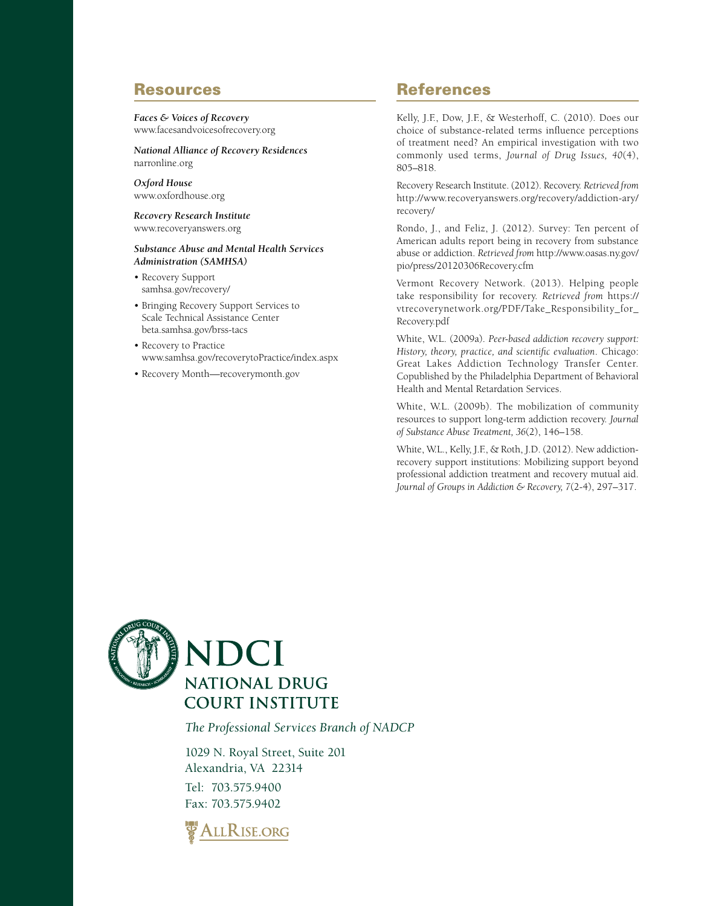## Resources

***Faces & Voices of Recovery***
www.facesandvoicesofrecovery.org

***National Alliance of Recovery Residences***
narronline.org

***Oxford House***
www.oxfordhouse.org

***Recovery Research Institute***
www.recoveryanswers.org

***Substance Abuse and Mental Health Services Administration (SAMHSA)***

- Recovery Support
  samhsa.gov/recovery/
- Bringing Recovery Support Services to Scale Technical Assistance Center
  beta.samhsa.gov/brss-tacs
- Recovery to Practice
  www.samhsa.gov/recoverytoPractice/index.aspx
- Recovery Month—recoverymonth.gov

## References

Kelly, J.F., Dow, J.F., & Westerhoff, C. (2010). Does our choice of substance-related terms influence perceptions of treatment need? An empirical investigation with two commonly used terms, *Journal of Drug Issues, 40*(4), 805–818.

Recovery Research Institute. (2012). Recovery. *Retrieved from* http://www.recoveryanswers.org/recovery/addiction-ary/recovery/

Rondo, J., and Feliz, J. (2012). Survey: Ten percent of American adults report being in recovery from substance abuse or addiction. *Retrieved from* http://www.oasas.ny.gov/pio/press/20120306Recovery.cfm

Vermont Recovery Network. (2013). Helping people take responsibility for recovery. *Retrieved from* https://vtrecoverynetwork.org/PDF/Take_Responsibility_for_Recovery.pdf

White, W.L. (2009a). *Peer-based addiction recovery support: History, theory, practice, and scientific evaluation*. Chicago: Great Lakes Addiction Technology Transfer Center. Copublished by the Philadelphia Department of Behavioral Health and Mental Retardation Services.

White, W.L. (2009b). The mobilization of community resources to support long-term addiction recovery. *Journal of Substance Abuse Treatment, 36*(2), 146–158.

White, W.L., Kelly, J.F., & Roth, J.D. (2012). New addiction-recovery support institutions: Mobilizing support beyond professional addiction treatment and recovery mutual aid. *Journal of Groups in Addiction & Recovery, 7*(2-4), 297–317.

**NDCI**
**NATIONAL DRUG COURT INSTITUTE**

*The Professional Services Branch of NADCP*

1029 N. Royal Street, Suite 201
Alexandria, VA 22314

Tel: 703.575.9400
Fax: 703.575.9402

ALLRISE.ORG